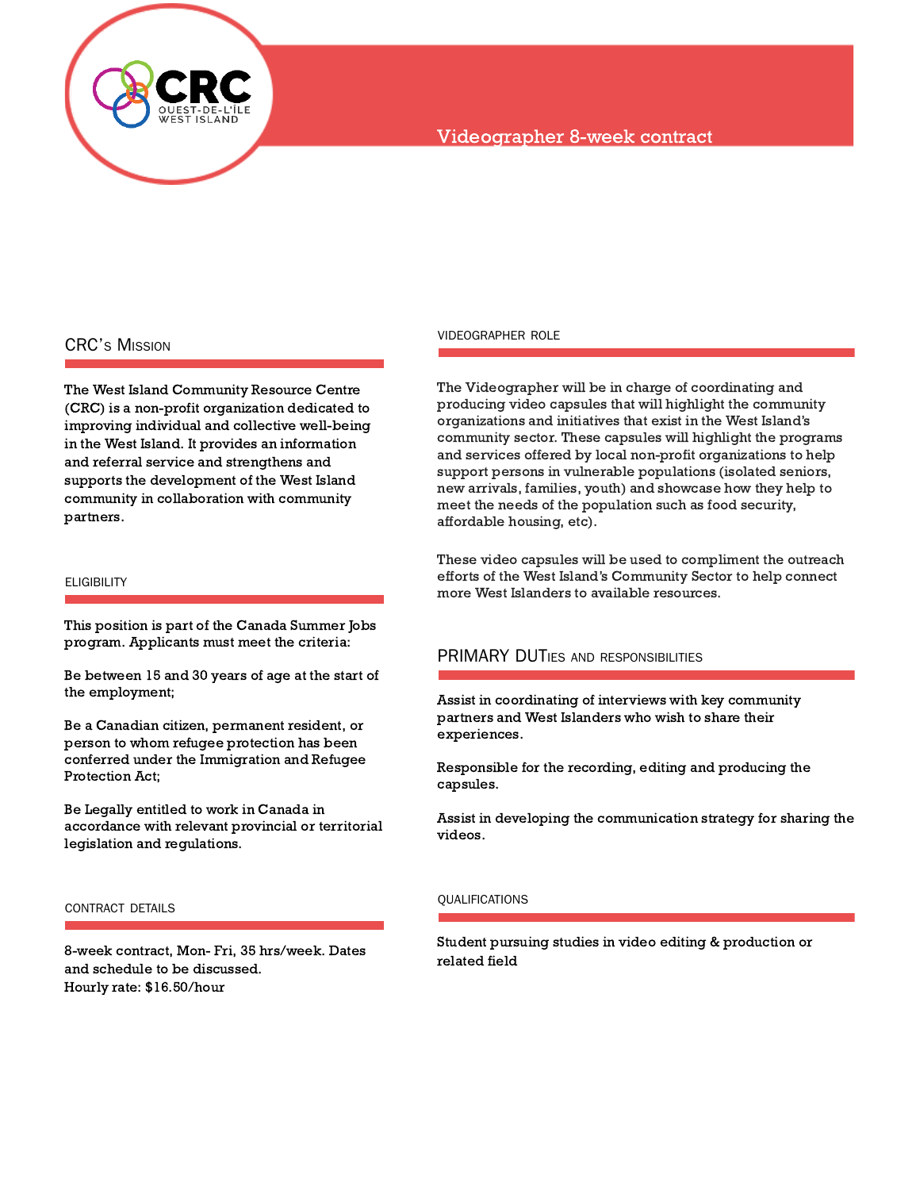CRC OUEST-DE-L'ÎLE WEST ISLAND

# Videographer 8-week contract

## CRC's Mission

The West Island Community Resource Centre (CRC) is a non-profit organization dedicated to improving individual and collective well-being in the West Island. It provides an information and referral service and strengthens and supports the development of the West Island community in collaboration with community partners.

## ELIGIBILITY

This position is part of the Canada Summer Jobs program. Applicants must meet the criteria:

Be between 15 and 30 years of age at the start of the employment;

Be a Canadian citizen, permanent resident, or person to whom refugee protection has been conferred under the Immigration and Refugee Protection Act;

Be Legally entitled to work in Canada in accordance with relevant provincial or territorial legislation and regulations.

## CONTRACT DETAILS

8-week contract, Mon- Fri, 35 hrs/week. Dates and schedule to be discussed.
Hourly rate: $16.50/hour

## VIDEOGRAPHER ROLE

The Videographer will be in charge of coordinating and producing video capsules that will highlight the community organizations and initiatives that exist in the West Island's community sector. These capsules will highlight the programs and services offered by local non-profit organizations to help support persons in vulnerable populations (isolated seniors, new arrivals, families, youth) and showcase how they help to meet the needs of the population such as food security, affordable housing, etc).

These video capsules will be used to compliment the outreach efforts of the West Island's Community Sector to help connect more West Islanders to available resources.

## PRIMARY DUTIES AND RESPONSIBILITIES

Assist in coordinating of interviews with key community partners and West Islanders who wish to share their experiences.

Responsible for the recording, editing and producing the capsules.

Assist in developing the communication strategy for sharing the videos.

## QUALIFICATIONS

Student pursuing studies in video editing & production or related field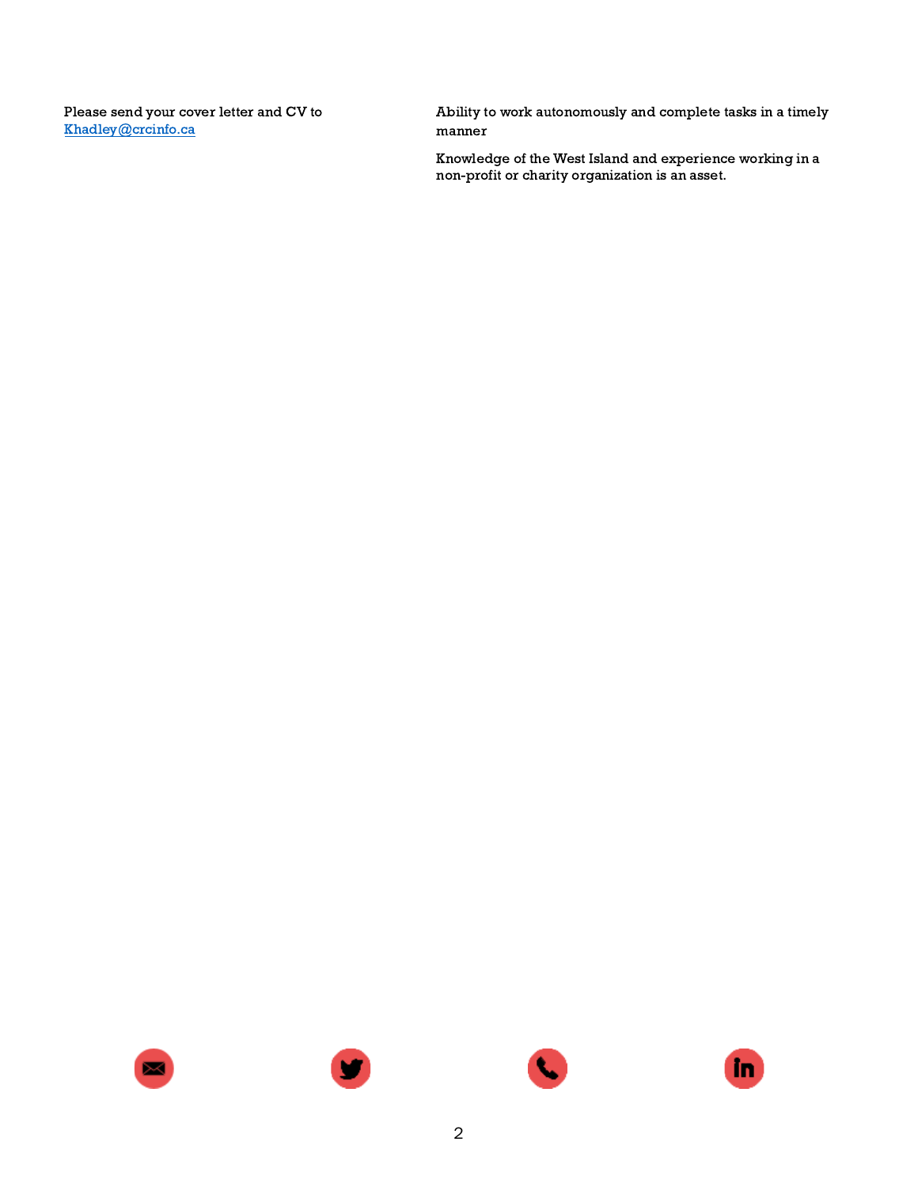Please send your cover letter and CV to [Khadley@crcinfo.ca](mailto:Khadley@crcinfo.ca)

Ability to work autonomously and complete tasks in a timely manner

Knowledge of the West Island and experience working in a non-profit or charity organization is an asset.